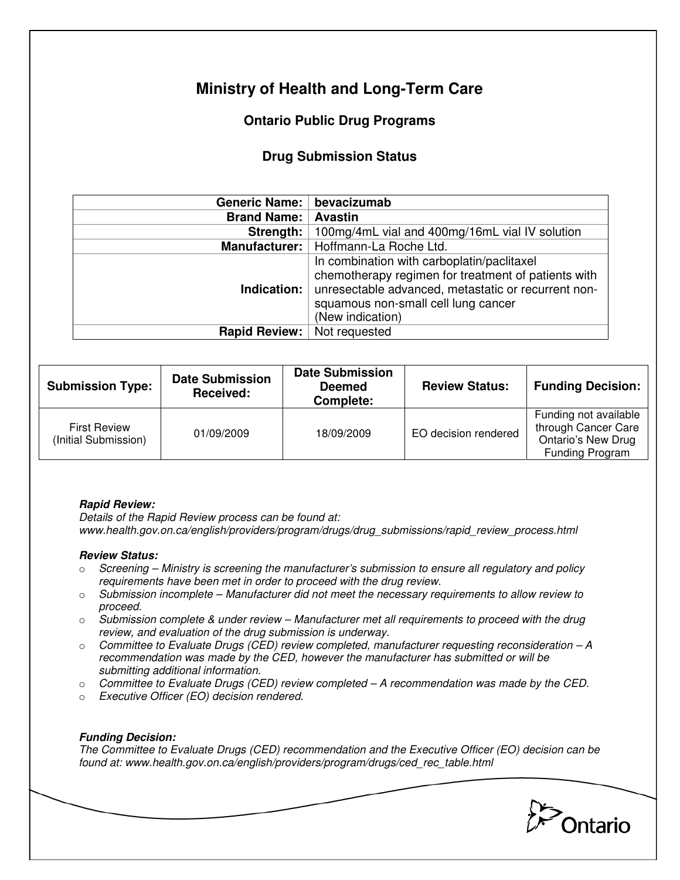# Ministry of Health and Long-Term Care

## Ontario Public Drug Programs

### Drug Submission Status

| | |
|---|---|
| **Generic Name:** | **bevacizumab** |
| **Brand Name:** | **Avastin** |
| **Strength:** | 100mg/4mL vial and 400mg/16mL vial IV solution |
| **Manufacturer:** | Hoffmann-La Roche Ltd. |
| **Indication:** | In combination with carboplatin/paclitaxel chemotherapy regimen for treatment of patients with unresectable advanced, metastatic or recurrent non-squamous non-small cell lung cancer (New indication) |
| **Rapid Review:** | Not requested |

| Submission Type: | Date Submission Received: | Date Submission Deemed Complete: | Review Status: | Funding Decision: |
|---|---|---|---|---|
| First Review (Initial Submission) | 01/09/2009 | 18/09/2009 | EO decision rendered | Funding not available through Cancer Care Ontario's New Drug Funding Program |

***Rapid Review:***

*Details of the Rapid Review process can be found at: www.health.gov.on.ca/english/providers/program/drugs/drug_submissions/rapid_review_process.html*

***Review Status:***

- *Screening – Ministry is screening the manufacturer's submission to ensure all regulatory and policy requirements have been met in order to proceed with the drug review.*
- *Submission incomplete – Manufacturer did not meet the necessary requirements to allow review to proceed.*
- *Submission complete & under review – Manufacturer met all requirements to proceed with the drug review, and evaluation of the drug submission is underway.*
- *Committee to Evaluate Drugs (CED) review completed, manufacturer requesting reconsideration – A recommendation was made by the CED, however the manufacturer has submitted or will be submitting additional information.*
- *Committee to Evaluate Drugs (CED) review completed – A recommendation was made by the CED.*
- *Executive Officer (EO) decision rendered.*

***Funding Decision:***

*The Committee to Evaluate Drugs (CED) recommendation and the Executive Officer (EO) decision can be found at: www.health.gov.on.ca/english/providers/program/drugs/ced_rec_table.html*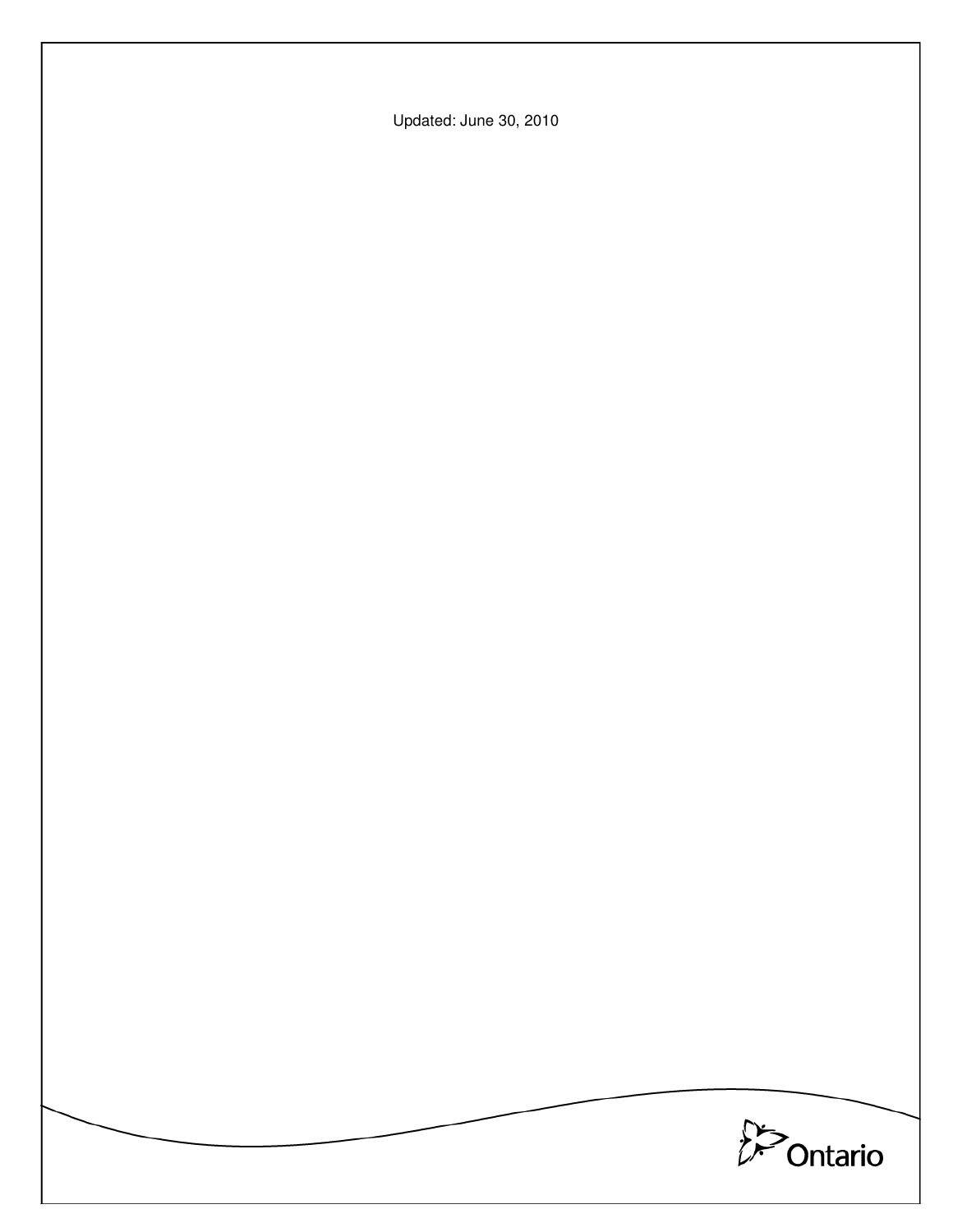Updated: June 30, 2010

Ontario